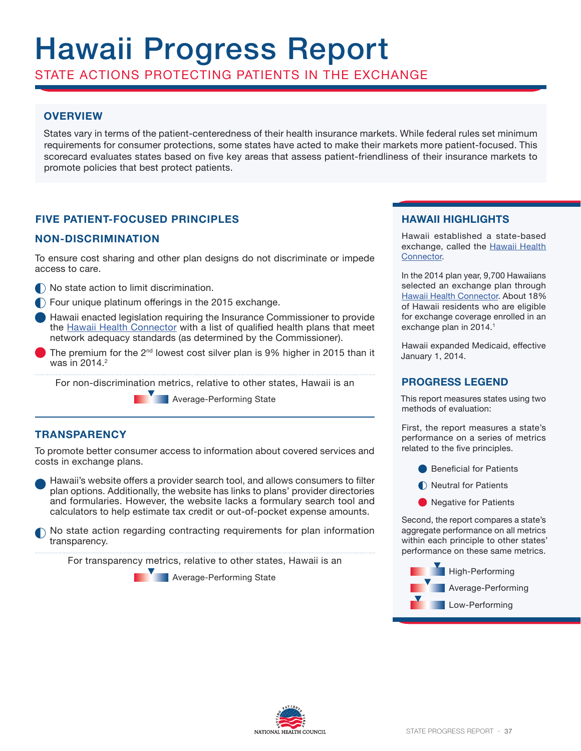# Hawaii Progress Report

STATE ACTIONS PROTECTING PATIENTS IN THE EXCHANGE

## OVERVIEW

States vary in terms of the patient-centeredness of their health insurance markets. While federal rules set minimum requirements for consumer protections, some states have acted to make their markets more patient-focused. This scorecard evaluates states based on five key areas that assess patient-friendliness of their insurance markets to promote policies that best protect patients.

## FIVE PATIENT-FOCUSED PRINCIPLES

### NON-DISCRIMINATION

To ensure cost sharing and other plan designs do not discriminate or impede access to care.

- (Neutral) No state action to limit discrimination.
- (Neutral) Four unique platinum offerings in the 2015 exchange.
- (Beneficial) Hawaii enacted legislation requiring the Insurance Commissioner to provide the Hawaii Health Connector with a list of qualified health plans that meet network adequacy standards (as determined by the Commissioner).
- (Negative) The premium for the 2nd lowest cost silver plan is 9% higher in 2015 than it was in 2014.[2]

For non-discrimination metrics, relative to other states, Hawaii is an

Average-Performing State

### TRANSPARENCY

To promote better consumer access to information about covered services and costs in exchange plans.

- (Beneficial) Hawaii's website offers a provider search tool, and allows consumers to filter plan options. Additionally, the website has links to plans' provider directories and formularies. However, the website lacks a formulary search tool and calculators to help estimate tax credit or out-of-pocket expense amounts.
- (Neutral) No state action regarding contracting requirements for plan information transparency.

For transparency metrics, relative to other states, Hawaii is an

Average-Performing State

## HAWAII HIGHLIGHTS

Hawaii established a state-based exchange, called the Hawaii Health Connector.

In the 2014 plan year, 9,700 Hawaiians selected an exchange plan through Hawaii Health Connector. About 18% of Hawaii residents who are eligible for exchange coverage enrolled in an exchange plan in 2014.[1]

Hawaii expanded Medicaid, effective January 1, 2014.

## PROGRESS LEGEND

This report measures states using two methods of evaluation:

First, the report measures a state's performance on a series of metrics related to the five principles.

- Beneficial for Patients
- Neutral for Patients
- Negative for Patients

Second, the report compares a state's aggregate performance on all metrics within each principle to other states' performance on these same metrics.

- High-Performing
- Average-Performing
- Low-Performing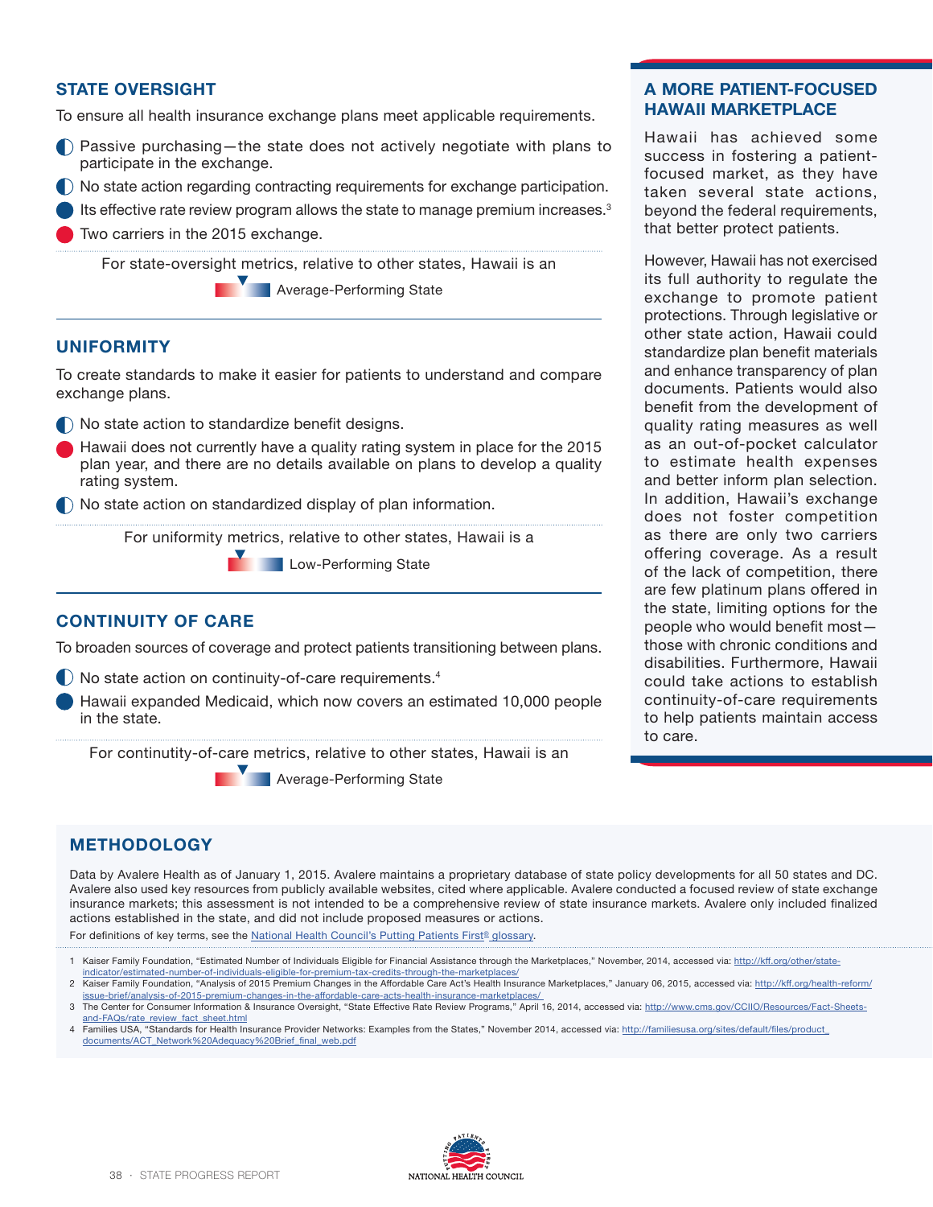## STATE OVERSIGHT

To ensure all health insurance exchange plans meet applicable requirements.

- Passive purchasing—the state does not actively negotiate with plans to participate in the exchange.
- No state action regarding contracting requirements for exchange participation.
- Its effective rate review program allows the state to manage premium increases.[3]
- Two carriers in the 2015 exchange.

For state-oversight metrics, relative to other states, Hawaii is an

Average-Performing State

## UNIFORMITY

To create standards to make it easier for patients to understand and compare exchange plans.

- No state action to standardize benefit designs.
- Hawaii does not currently have a quality rating system in place for the 2015 plan year, and there are no details available on plans to develop a quality rating system.
- No state action on standardized display of plan information.

For uniformity metrics, relative to other states, Hawaii is a

Low-Performing State

## CONTINUITY OF CARE

To broaden sources of coverage and protect patients transitioning between plans.

- No state action on continuity-of-care requirements.[4]
- Hawaii expanded Medicaid, which now covers an estimated 10,000 people in the state.

For continutity-of-care metrics, relative to other states, Hawaii is an

Average-Performing State

## A MORE PATIENT-FOCUSED HAWAII MARKETPLACE

Hawaii has achieved some success in fostering a patient-focused market, as they have taken several state actions, beyond the federal requirements, that better protect patients.

However, Hawaii has not exercised its full authority to regulate the exchange to promote patient protections. Through legislative or other state action, Hawaii could standardize plan benefit materials and enhance transparency of plan documents. Patients would also benefit from the development of quality rating measures as well as an out-of-pocket calculator to estimate health expenses and better inform plan selection. In addition, Hawaii's exchange does not foster competition as there are only two carriers offering coverage. As a result of the lack of competition, there are few platinum plans offered in the state, limiting options for the people who would benefit most—those with chronic conditions and disabilities. Furthermore, Hawaii could take actions to establish continuity-of-care requirements to help patients maintain access to care.

## METHODOLOGY

Data by Avalere Health as of January 1, 2015. Avalere maintains a proprietary database of state policy developments for all 50 states and DC. Avalere also used key resources from publicly available websites, cited where applicable. Avalere conducted a focused review of state exchange insurance markets; this assessment is not intended to be a comprehensive review of state insurance markets. Avalere only included finalized actions established in the state, and did not include proposed measures or actions.

For definitions of key terms, see the National Health Council's Putting Patients First® glossary.

1 Kaiser Family Foundation, "Estimated Number of Individuals Eligible for Financial Assistance through the Marketplaces," November, 2014, accessed via: http://kff.org/other/state-indicator/estimated-number-of-individuals-eligible-for-premium-tax-credits-through-the-marketplaces/

2 Kaiser Family Foundation, "Analysis of 2015 Premium Changes in the Affordable Care Act's Health Insurance Marketplaces," January 06, 2015, accessed via: http://kff.org/health-reform/issue-brief/analysis-of-2015-premium-changes-in-the-affordable-care-acts-health-insurance-marketplaces/

3 The Center for Consumer Information & Insurance Oversight, "State Effective Rate Review Programs," April 16, 2014, accessed via: http://www.cms.gov/CCIIO/Resources/Fact-Sheets-and-FAQs/rate_review_fact_sheet.html

4 Families USA, "Standards for Health Insurance Provider Networks: Examples from the States," November 2014, accessed via: http://familiesusa.org/sites/default/files/product_documents/ACT_Network%20Adequacy%20Brief_final_web.pdf